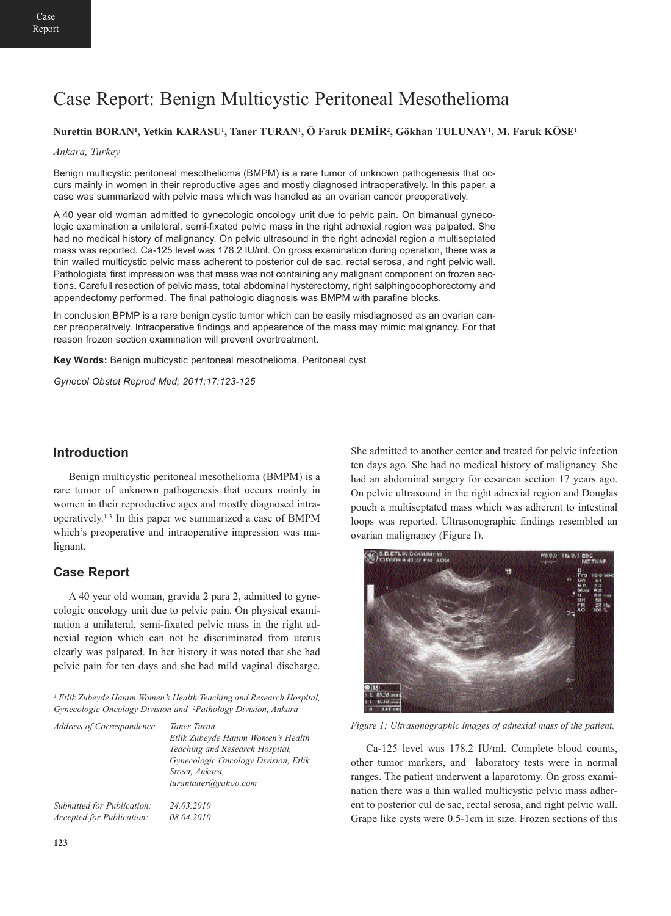# Case Report: Benign Multicystic Peritoneal Mesothelioma

**Nurettin BORAN[1], Yetkin KARASU[1], Taner TURAN[1], Ö Faruk DEMİR[2], Gökhan TULUNAY[1], M. Faruk KÖSE[1]**

*Ankara, Turkey*

Benign multicystic peritoneal mesothelioma (BMPM) is a rare tumor of unknown pathogenesis that occurs mainly in women in their reproductive ages and mostly diagnosed intraoperatively. In this paper, a case was summarized with pelvic mass which was handled as an ovarian cancer preoperatively.

A 40 year old woman admitted to gynecologic oncology unit due to pelvic pain. On bimanual gynecologic examination a unilateral, semi-fixated pelvic mass in the right adnexial region was palpated. She had no medical history of malignancy. On pelvic ultrasound in the right adnexial region a multiseptated mass was reported. Ca-125 level was 178.2 IU/ml. On gross examination during operation, there was a thin walled multicystic pelvic mass adherent to posterior cul de sac, rectal serosa, and right pelvic wall. Pathologists' first impression was that mass was not containing any malignant component on frozen sections. Carefull resection of pelvic mass, total abdominal hysterectomy, right salphingooophorectomy and appendectomy performed. The final pathologic diagnosis was BMPM with parafine blocks.

In conclusion BPMP is a rare benign cystic tumor which can be easily misdiagnosed as an ovarian cancer preoperatively. Intraoperative findings and appearence of the mass may mimic malignancy. For that reason frozen section examination will prevent overtreatment.

**Key Words:** Benign multicystic peritoneal mesothelioma, Peritoneal cyst

## Introduction

Benign multicystic peritoneal mesothelioma (BMPM) is a rare tumor of unknown pathogenesis that occurs mainly in women in their reproductive ages and mostly diagnosed intraoperatively.[1-3] In this paper we summarized a case of BMPM which's preoperative and intraoperative impression was malignant.

## Case Report

A 40 year old woman, gravida 2 para 2, admitted to gynecologic oncology unit due to pelvic pain. On physical examination a unilateral, semi-fixated pelvic mass in the right adnexial region which can not be discriminated from uterus clearly was palpated. In her history it was noted that she had pelvic pain for ten days and she had mild vaginal discharge. She admitted to another center and treated for pelvic infection ten days ago. She had no medical history of malignancy. She had an abdominal surgery for cesarean section 17 years ago. On pelvic ultrasound in the right adnexial region and Douglas pouch a multiseptated mass which was adherent to intestinal loops was reported. Ultrasonographic findings resembled an ovarian malignancy (Figure I).

*Figure 1: Ultrasonographic images of adnexial mass of the patient.*

Ca-125 level was 178.2 IU/ml. Complete blood counts, other tumor markers, and laboratory tests were in normal ranges. The patient underwent a laparotomy. On gross examination there was a thin walled multicystic pelvic mass adherent to posterior cul de sac, rectal serosa, and right pelvic wall. Grape like cysts were 0.5-1cm in size. Frozen sections of this

*[1] Etlik Zubeyde Hanım Women's Health Teaching and Research Hospital, Gynecologic Oncology Division and [2]Pathology Division, Ankara*

*Address of Correspondence:* *Taner Turan, Etlik Zubeyde Hanım Women's Health Teaching and Research Hospital, Gynecologic Oncology Division, Etlik Street, Ankara, turantaner@yahoo.com*

*Submitted for Publication:* *24.03.2010*
*Accepted for Publication:* *08.04.2010*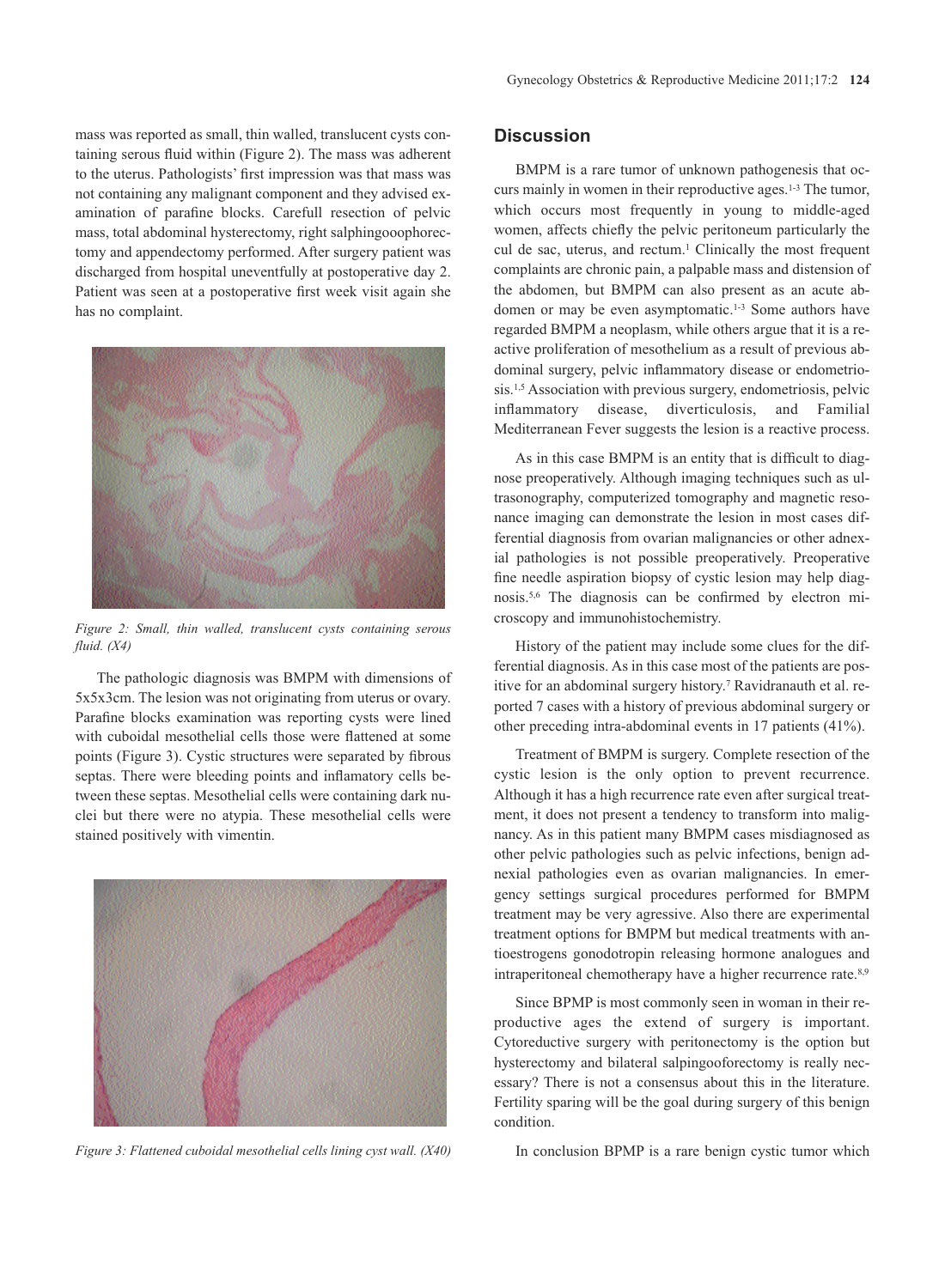mass was reported as small, thin walled, translucent cysts containing serous fluid within (Figure 2). The mass was adherent to the uterus. Pathologists' first impression was that mass was not containing any malignant component and they advised examination of parafine blocks. Carefull resection of pelvic mass, total abdominal hysterectomy, right salphingooophorectomy and appendectomy performed. After surgery patient was discharged from hospital uneventfully at postoperative day 2. Patient was seen at a postoperative first week visit again she has no complaint.

*Figure 2: Small, thin walled, translucent cysts containing serous fluid. (X4)*

The pathologic diagnosis was BMPM with dimensions of 5x5x3cm. The lesion was not originating from uterus or ovary. Parafine blocks examination was reporting cysts were lined with cuboidal mesothelial cells those were flattened at some points (Figure 3). Cystic structures were separated by fibrous septas. There were bleeding points and inflamatory cells between these septas. Mesothelial cells were containing dark nuclei but there were no atypia. These mesothelial cells were stained positively with vimentin.

*Figure 3: Flattened cuboidal mesothelial cells lining cyst wall. (X40)*

## Discussion

BMPM is a rare tumor of unknown pathogenesis that occurs mainly in women in their reproductive ages.[1-3] The tumor, which occurs most frequently in young to middle-aged women, affects chiefly the pelvic peritoneum particularly the cul de sac, uterus, and rectum.[1] Clinically the most frequent complaints are chronic pain, a palpable mass and distension of the abdomen, but BMPM can also present as an acute abdomen or may be even asymptomatic.[1-3] Some authors have regarded BMPM a neoplasm, while others argue that it is a reactive proliferation of mesothelium as a result of previous abdominal surgery, pelvic inflammatory disease or endometriosis.[1,5] Association with previous surgery, endometriosis, pelvic inflammatory disease, diverticulosis, and Familial Mediterranean Fever suggests the lesion is a reactive process.

As in this case BMPM is an entity that is difficult to diagnose preoperatively. Although imaging techniques such as ultrasonography, computerized tomography and magnetic resonance imaging can demonstrate the lesion in most cases differential diagnosis from ovarian malignancies or other adnexial pathologies is not possible preoperatively. Preoperative fine needle aspiration biopsy of cystic lesion may help diagnosis.[5,6] The diagnosis can be confirmed by electron microscopy and immunohistochemistry.

History of the patient may include some clues for the differential diagnosis. As in this case most of the patients are positive for an abdominal surgery history.[7] Ravidranauth et al. reported 7 cases with a history of previous abdominal surgery or other preceding intra-abdominal events in 17 patients (41%).

Treatment of BMPM is surgery. Complete resection of the cystic lesion is the only option to prevent recurrence. Although it has a high recurrence rate even after surgical treatment, it does not present a tendency to transform into malignancy. As in this patient many BMPM cases misdiagnosed as other pelvic pathologies such as pelvic infections, benign adnexial pathologies even as ovarian malignancies. In emergency settings surgical procedures performed for BMPM treatment may be very agressive. Also there are experimental treatment options for BMPM but medical treatments with antioestrogens gonodotropin releasing hormone analogues and intraperitoneal chemotherapy have a higher recurrence rate.[8,9]

Since BPMP is most commonly seen in woman in their reproductive ages the extend of surgery is important. Cytoreductive surgery with peritonectomy is the option but hysterectomy and bilateral salpingooforectomy is really necessary? There is not a consensus about this in the literature. Fertility sparing will be the goal during surgery of this benign condition.

In conclusion BPMP is a rare benign cystic tumor which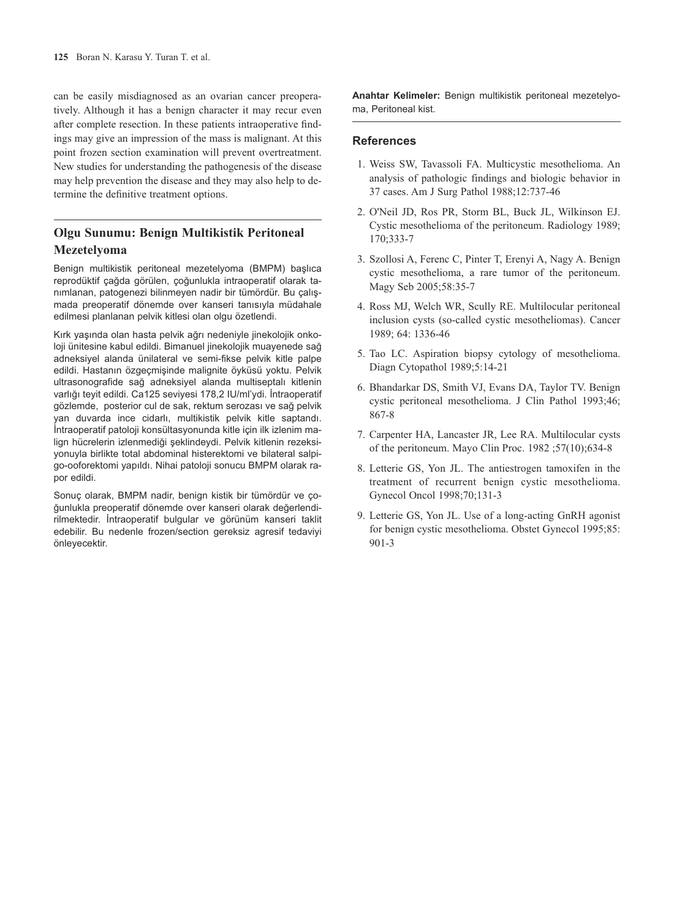can be easily misdiagnosed as an ovarian cancer preoperatively. Although it has a benign character it may recur even after complete resection. In these patients intraoperative findings may give an impression of the mass is malignant. At this point frozen section examination will prevent overtreatment. New studies for understanding the pathogenesis of the disease may help prevention the disease and they may also help to determine the definitive treatment options.

## Olgu Sunumu: Benign Multikistik Peritoneal Mezetelyoma

Benign multikistik peritoneal mezetelyoma (BMPM) başlıca reprodüktif çağda görülen, çoğunlukla intraoperatif olarak tanımlanan, patogenezi bilinmeyen nadir bir tümördür. Bu çalışmada preoperatif dönemde over kanseri tanısıyla müdahale edilmesi planlanan pelvik kitlesi olan olgu özetlendi.

Kırk yaşında olan hasta pelvik ağrı nedeniyle jinekolojik onkoloji ünitesine kabul edildi. Bimanuel jinekolojik muayenede sağ adneksiyel alanda ünilateral ve semi-fikse pelvik kitle palpe edildi. Hastanın özgeçmişinde malignite öyküsü yoktu. Pelvik ultrasonografide sağ adneksiyel alanda multiseptalı kitlenin varlığı teyit edildi. Ca125 seviyesi 178,2 IU/ml'ydi. İntraoperatif gözlemde, posterior cul de sak, rektum serozası ve sağ pelvik yan duvarda ince cidarlı, multikistik pelvik kitle saptandı. İntraoperatif patoloji konsültasyonunda kitle için ilk izlenim malign hücrelerin izlenmediği şeklindeydi. Pelvik kitlenin rezeksiyonuyla birlikte total abdominal histerektomi ve bilateral salpigo-ooforektomi yapıldı. Nihai patoloji sonucu BMPM olarak rapor edildi.

Sonuç olarak, BMPM nadir, benign kistik bir tümördür ve çoğunlukla preoperatif dönemde over kanseri olarak değerlendirilmektedir. İntraoperatif bulgular ve görünüm kanseri taklit edebilir. Bu nedenle frozen/section gereksiz agresif tedaviyi önleyecektir.

**Anahtar Kelimeler:** Benign multikistik peritoneal mezetelyoma, Peritoneal kist.

## References

1. Weiss SW, Tavassoli FA. Multicystic mesothelioma. An analysis of pathologic findings and biologic behavior in 37 cases. Am J Surg Pathol 1988;12:737-46
2. O'Neil JD, Ros PR, Storm BL, Buck JL, Wilkinson EJ. Cystic mesothelioma of the peritoneum. Radiology 1989; 170;333-7
3. Szollosi A, Ferenc C, Pinter T, Erenyi A, Nagy A. Benign cystic mesothelioma, a rare tumor of the peritoneum. Magy Seb 2005;58:35-7
4. Ross MJ, Welch WR, Scully RE. Multilocular peritoneal inclusion cysts (so-called cystic mesotheliomas). Cancer 1989; 64: 1336-46
5. Tao LC. Aspiration biopsy cytology of mesothelioma. Diagn Cytopathol 1989;5:14-21
6. Bhandarkar DS, Smith VJ, Evans DA, Taylor TV. Benign cystic peritoneal mesothelioma. J Clin Pathol 1993;46; 867-8
7. Carpenter HA, Lancaster JR, Lee RA. Multilocular cysts of the peritoneum. Mayo Clin Proc. 1982 ;57(10);634-8
8. Letterie GS, Yon JL. The antiestrogen tamoxifen in the treatment of recurrent benign cystic mesothelioma. Gynecol Oncol 1998;70;131-3
9. Letterie GS, Yon JL. Use of a long-acting GnRH agonist for benign cystic mesothelioma. Obstet Gynecol 1995;85: 901-3